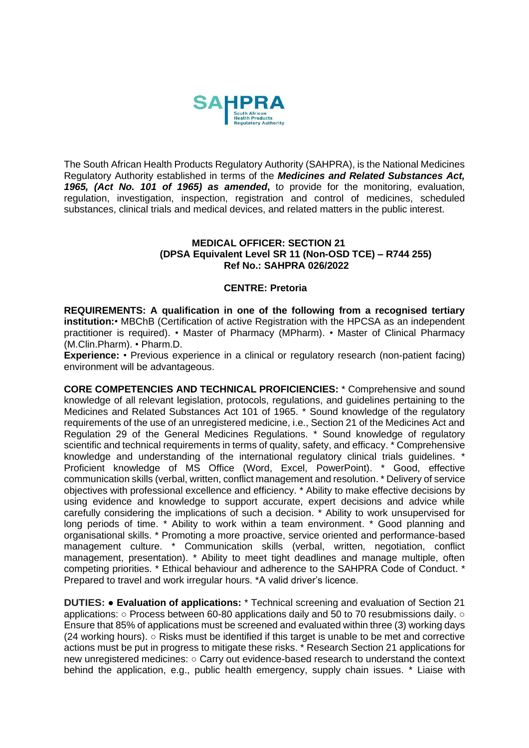The South African Health Products Regulatory Authority (SAHPRA), is the National Medicines Regulatory Authority established in terms of the ***Medicines and Related Substances Act, 1965, (Act No. 101 of 1965) as amended***, to provide for the monitoring, evaluation, regulation, investigation, inspection, registration and control of medicines, scheduled substances, clinical trials and medical devices, and related matters in the public interest.

## MEDICAL OFFICER: SECTION 21
### (DPSA Equivalent Level SR 11 (Non-OSD TCE) – R744 255)
### Ref No.: SAHPRA 026/2022

**CENTRE: Pretoria**

**REQUIREMENTS: A qualification in one of the following from a recognised tertiary institution:** • MBChB (Certification of active Registration with the HPCSA as an independent practitioner is required). • Master of Pharmacy (MPharm). • Master of Clinical Pharmacy (M.Clin.Pharm). • Pharm.D.

**Experience:** • Previous experience in a clinical or regulatory research (non-patient facing) environment will be advantageous.

**CORE COMPETENCIES AND TECHNICAL PROFICIENCIES:** * Comprehensive and sound knowledge of all relevant legislation, protocols, regulations, and guidelines pertaining to the Medicines and Related Substances Act 101 of 1965. * Sound knowledge of the regulatory requirements of the use of an unregistered medicine, i.e., Section 21 of the Medicines Act and Regulation 29 of the General Medicines Regulations. * Sound knowledge of regulatory scientific and technical requirements in terms of quality, safety, and efficacy. * Comprehensive knowledge and understanding of the international regulatory clinical trials guidelines. * Proficient knowledge of MS Office (Word, Excel, PowerPoint). * Good, effective communication skills (verbal, written, conflict management and resolution. * Delivery of service objectives with professional excellence and efficiency. * Ability to make effective decisions by using evidence and knowledge to support accurate, expert decisions and advice while carefully considering the implications of such a decision. * Ability to work unsupervised for long periods of time. * Ability to work within a team environment. * Good planning and organisational skills. * Promoting a more proactive, service oriented and performance-based management culture. * Communication skills (verbal, written, negotiation, conflict management, presentation). * Ability to meet tight deadlines and manage multiple, often competing priorities. * Ethical behaviour and adherence to the SAHPRA Code of Conduct. * Prepared to travel and work irregular hours. *A valid driver's licence.

**DUTIES: ● Evaluation of applications:** * Technical screening and evaluation of Section 21 applications: ○ Process between 60-80 applications daily and 50 to 70 resubmissions daily. ○ Ensure that 85% of applications must be screened and evaluated within three (3) working days (24 working hours). ○ Risks must be identified if this target is unable to be met and corrective actions must be put in progress to mitigate these risks. * Research Section 21 applications for new unregistered medicines: ○ Carry out evidence-based research to understand the context behind the application, e.g., public health emergency, supply chain issues. * Liaise with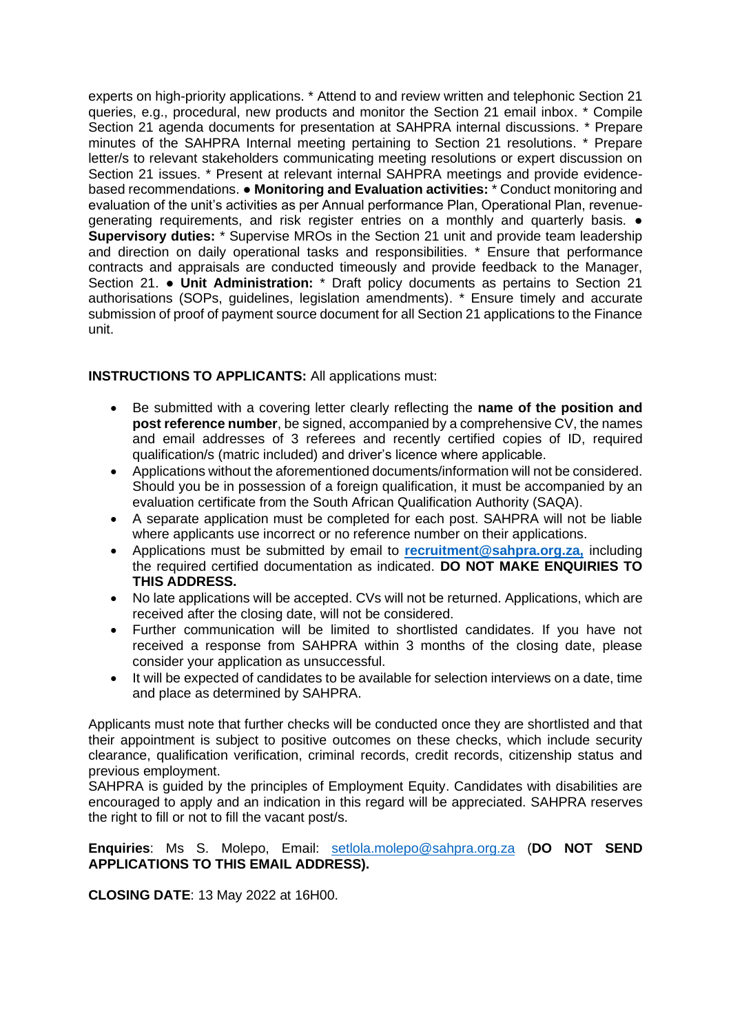experts on high-priority applications. * Attend to and review written and telephonic Section 21 queries, e.g., procedural, new products and monitor the Section 21 email inbox. * Compile Section 21 agenda documents for presentation at SAHPRA internal discussions. * Prepare minutes of the SAHPRA Internal meeting pertaining to Section 21 resolutions. * Prepare letter/s to relevant stakeholders communicating meeting resolutions or expert discussion on Section 21 issues. * Present at relevant internal SAHPRA meetings and provide evidence-based recommendations. ● **Monitoring and Evaluation activities:** * Conduct monitoring and evaluation of the unit's activities as per Annual performance Plan, Operational Plan, revenue-generating requirements, and risk register entries on a monthly and quarterly basis. ● **Supervisory duties:** * Supervise MROs in the Section 21 unit and provide team leadership and direction on daily operational tasks and responsibilities. * Ensure that performance contracts and appraisals are conducted timeously and provide feedback to the Manager, Section 21. ● **Unit Administration:** * Draft policy documents as pertains to Section 21 authorisations (SOPs, guidelines, legislation amendments). * Ensure timely and accurate submission of proof of payment source document for all Section 21 applications to the Finance unit.

**INSTRUCTIONS TO APPLICANTS:** All applications must:

- Be submitted with a covering letter clearly reflecting the **name of the position and post reference number**, be signed, accompanied by a comprehensive CV, the names and email addresses of 3 referees and recently certified copies of ID, required qualification/s (matric included) and driver's licence where applicable.
- Applications without the aforementioned documents/information will not be considered. Should you be in possession of a foreign qualification, it must be accompanied by an evaluation certificate from the South African Qualification Authority (SAQA).
- A separate application must be completed for each post. SAHPRA will not be liable where applicants use incorrect or no reference number on their applications.
- Applications must be submitted by email to **recruitment@sahpra.org.za,** including the required certified documentation as indicated. **DO NOT MAKE ENQUIRIES TO THIS ADDRESS.**
- No late applications will be accepted. CVs will not be returned. Applications, which are received after the closing date, will not be considered.
- Further communication will be limited to shortlisted candidates. If you have not received a response from SAHPRA within 3 months of the closing date, please consider your application as unsuccessful.
- It will be expected of candidates to be available for selection interviews on a date, time and place as determined by SAHPRA.

Applicants must note that further checks will be conducted once they are shortlisted and that their appointment is subject to positive outcomes on these checks, which include security clearance, qualification verification, criminal records, credit records, citizenship status and previous employment.
SAHPRA is guided by the principles of Employment Equity. Candidates with disabilities are encouraged to apply and an indication in this regard will be appreciated. SAHPRA reserves the right to fill or not to fill the vacant post/s.

**Enquiries**: Ms S. Molepo, Email: setlola.molepo@sahpra.org.za (**DO NOT SEND APPLICATIONS TO THIS EMAIL ADDRESS).**

**CLOSING DATE**: 13 May 2022 at 16H00.